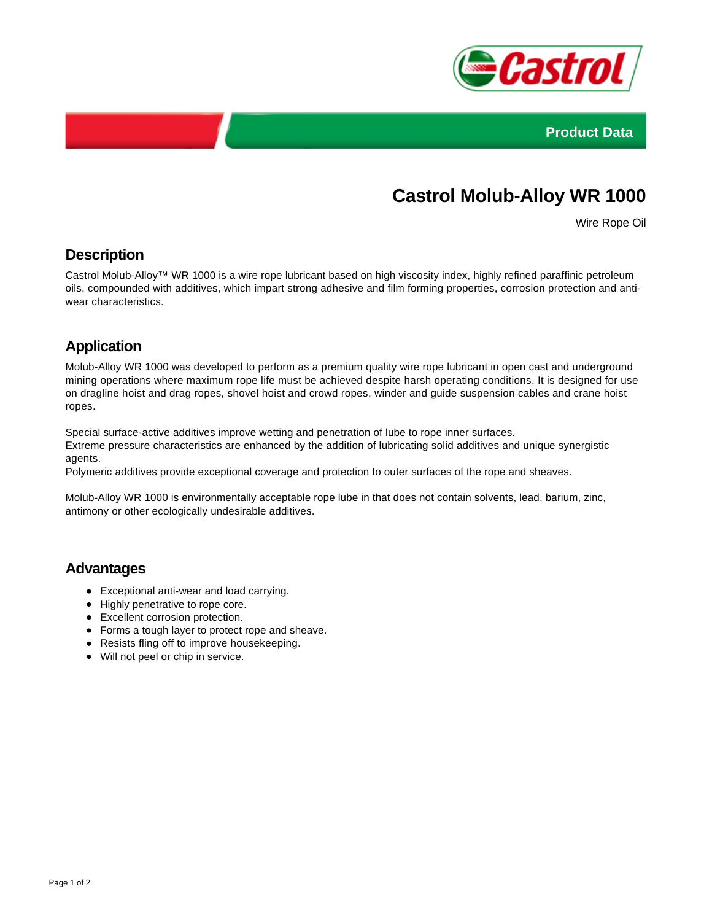Product Data

# Castrol Molub-Alloy WR 1000

Wire Rope Oil

## Description

Castrol Molub-Alloy™ WR 1000 is a wire rope lubricant based on high viscosity index, highly refined paraffinic petroleum oils, compounded with additives, which impart strong adhesive and film forming properties, corrosion protection and anti-wear characteristics.

## Application

Molub-Alloy WR 1000 was developed to perform as a premium quality wire rope lubricant in open cast and underground mining operations where maximum rope life must be achieved despite harsh operating conditions. It is designed for use on dragline hoist and drag ropes, shovel hoist and crowd ropes, winder and guide suspension cables and crane hoist ropes.

Special surface-active additives improve wetting and penetration of lube to rope inner surfaces.
Extreme pressure characteristics are enhanced by the addition of lubricating solid additives and unique synergistic agents.
Polymeric additives provide exceptional coverage and protection to outer surfaces of the rope and sheaves.

Molub-Alloy WR 1000 is environmentally acceptable rope lube in that does not contain solvents, lead, barium, zinc, antimony or other ecologically undesirable additives.

## Advantages

- Exceptional anti-wear and load carrying.
- Highly penetrative to rope core.
- Excellent corrosion protection.
- Forms a tough layer to protect rope and sheave.
- Resists fling off to improve housekeeping.
- Will not peel or chip in service.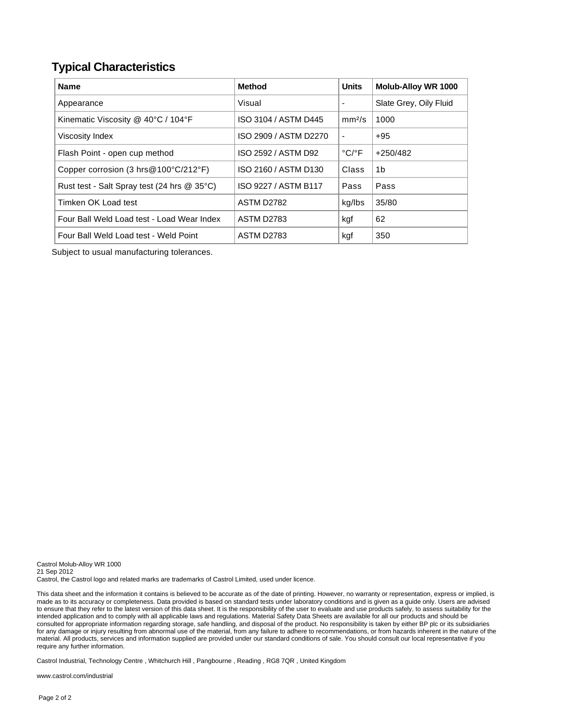## Typical Characteristics

| Name | Method | Units | Molub-Alloy WR 1000 |
|---|---|---|---|
| Appearance | Visual | - | Slate Grey, Oily Fluid |
| Kinematic Viscosity @ 40°C / 104°F | ISO 3104 / ASTM D445 | $mm^2/s$ | 1000 |
| Viscosity Index | ISO 2909 / ASTM D2270 | - | +95 |
| Flash Point - open cup method | ISO 2592 / ASTM D92 | °C/°F | +250/482 |
| Copper corrosion (3 hrs@100°C/212°F) | ISO 2160 / ASTM D130 | Class | 1b |
| Rust test - Salt Spray test (24 hrs @ 35°C) | ISO 9227 / ASTM B117 | Pass | Pass |
| Timken OK Load test | ASTM D2782 | kg/lbs | 35/80 |
| Four Ball Weld Load test - Load Wear Index | ASTM D2783 | kgf | 62 |
| Four Ball Weld Load test - Weld Point | ASTM D2783 | kgf | 350 |

Subject to usual manufacturing tolerances.

Castrol Molub-Alloy WR 1000
21 Sep 2012
Castrol, the Castrol logo and related marks are trademarks of Castrol Limited, used under licence.

This data sheet and the information it contains is believed to be accurate as of the date of printing. However, no warranty or representation, express or implied, is made as to its accuracy or completeness. Data provided is based on standard tests under laboratory conditions and is given as a guide only. Users are advised to ensure that they refer to the latest version of this data sheet. It is the responsibility of the user to evaluate and use products safely, to assess suitability for the intended application and to comply with all applicable laws and regulations. Material Safety Data Sheets are available for all our products and should be consulted for appropriate information regarding storage, safe handling, and disposal of the product. No responsibility is taken by either BP plc or its subsidiaries for any damage or injury resulting from abnormal use of the material, from any failure to adhere to recommendations, or from hazards inherent in the nature of the material. All products, services and information supplied are provided under our standard conditions of sale. You should consult our local representative if you require any further information.

Castrol Industrial, Technology Centre , Whitchurch Hill , Pangbourne , Reading , RG8 7QR , United Kingdom

www.castrol.com/industrial